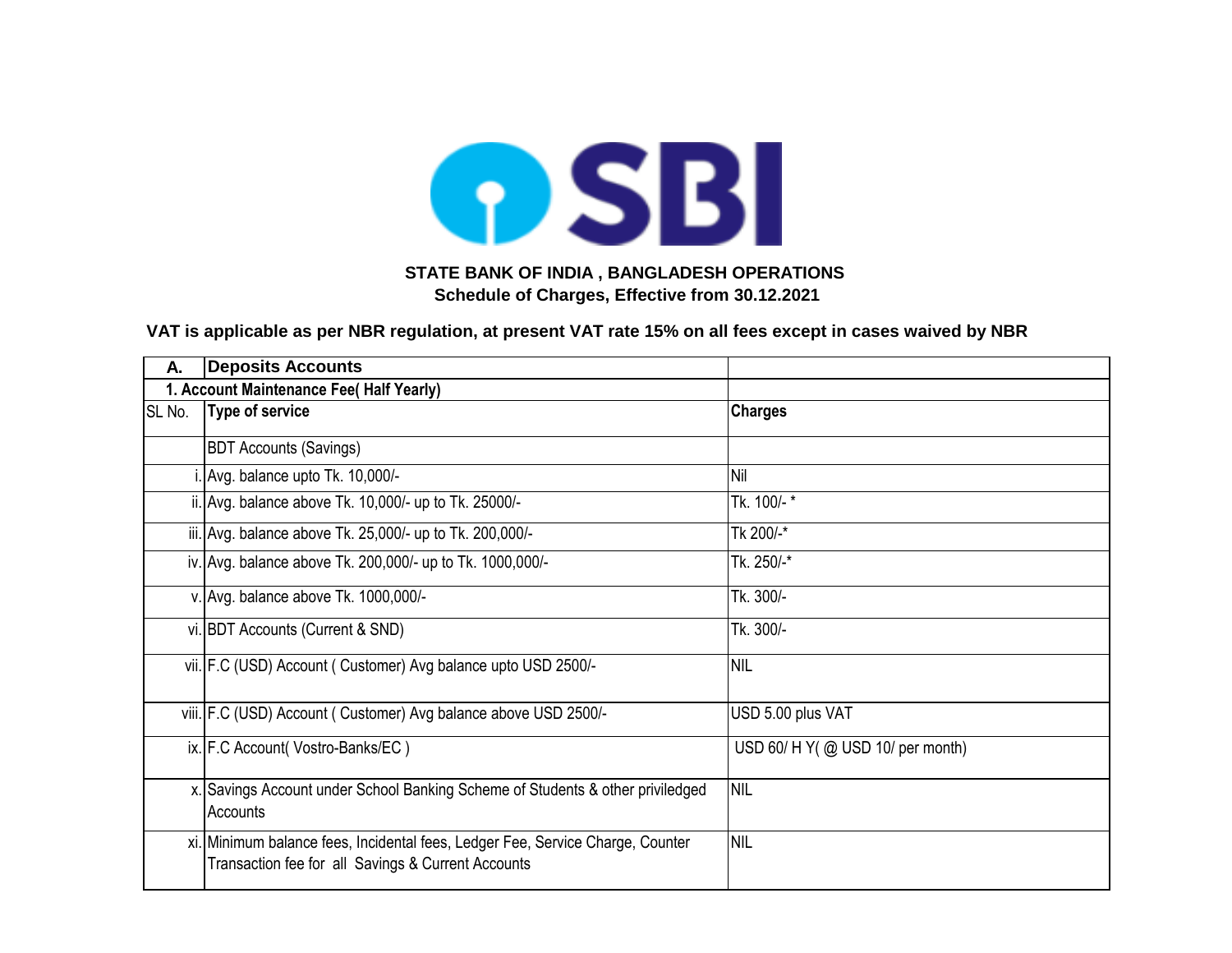**STATE BANK OF INDIA , BANGLADESH OPERATIONS**
**Schedule of Charges, Effective from 30.12.2021**

**VAT is applicable as per NBR regulation, at present VAT rate 15% on all fees except in cases waived by NBR**

| A. | Deposits Accounts | |
|---|---|---|
| 1. Account Maintenance Fee( Half Yearly) | | |
| SL No. | Type of service | Charges |
| | BDT Accounts (Savings) | |
| i. | Avg. balance upto Tk. 10,000/- | Nil |
| ii. | Avg. balance above Tk. 10,000/- up to Tk. 25000/- | Tk. 100/- * |
| iii. | Avg. balance above Tk. 25,000/- up to Tk. 200,000/- | Tk 200/-* |
| iv. | Avg. balance above Tk. 200,000/- up to Tk. 1000,000/- | Tk. 250/-* |
| v. | Avg. balance above Tk. 1000,000/- | Tk. 300/- |
| vi. | BDT Accounts (Current & SND) | Tk. 300/- |
| vii. | F.C (USD) Account ( Customer) Avg balance upto USD 2500/- | NIL |
| viii. | F.C (USD) Account ( Customer) Avg balance above USD 2500/- | USD 5.00 plus VAT |
| ix. | F.C Account( Vostro-Banks/EC ) | USD 60/ H Y( @ USD 10/ per month) |
| x. | Savings Account under School Banking Scheme of Students & other priviledged Accounts | NIL |
| xi. | Minimum balance fees, Incidental fees, Ledger Fee, Service Charge, Counter Transaction fee for all Savings & Current Accounts | NIL |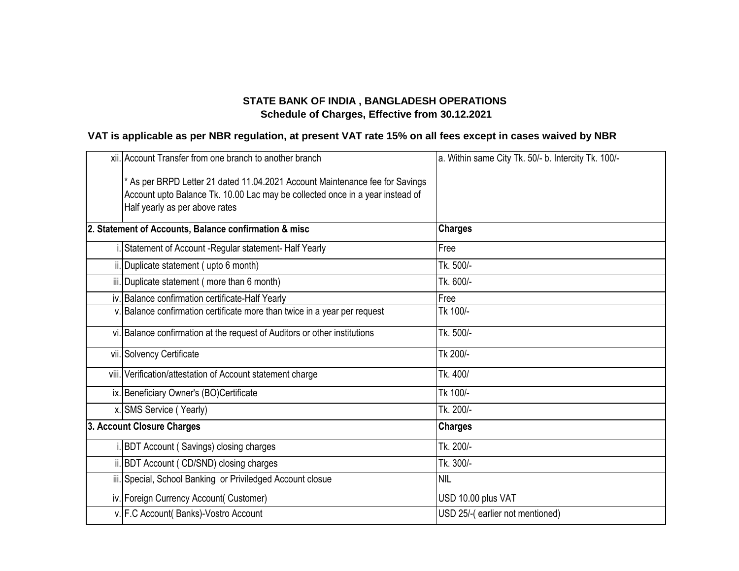**STATE BANK OF INDIA , BANGLADESH OPERATIONS**
**Schedule of Charges, Effective from 30.12.2021**

**VAT is applicable as per NBR regulation, at present VAT rate 15% on all fees except in cases waived by NBR**

| | | |
|---|---|---|
| xii. | Account Transfer from one branch to another branch | a. Within same City Tk. 50/- b. Intercity Tk. 100/- |
| | * As per BRPD Letter 21 dated 11.04.2021 Account Maintenance fee for Savings Account upto Balance Tk. 10.00 Lac may be collected once in a year instead of Half yearly as per above rates | |
| **2. Statement of Accounts, Balance confirmation & misc** | | **Charges** |
| i. | Statement of Account -Regular statement- Half Yearly | Free |
| ii. | Duplicate statement ( upto 6 month) | Tk. 500/- |
| iii. | Duplicate statement ( more than 6 month) | Tk. 600/- |
| iv. | Balance confirmation certificate-Half Yearly | Free |
| v. | Balance confirmation certificate more than twice in a year per request | Tk 100/- |
| vi. | Balance confirmation at the request of Auditors or other institutions | Tk. 500/- |
| vii. | Solvency Certificate | Tk 200/- |
| viii. | Verification/attestation of Account statement charge | Tk. 400/ |
| ix. | Beneficiary Owner's (BO)Certificate | Tk 100/- |
| x. | SMS Service ( Yearly) | Tk. 200/- |
| **3. Account Closure Charges** | | **Charges** |
| i. | BDT Account ( Savings) closing charges | Tk. 200/- |
| ii. | BDT Account ( CD/SND) closing charges | Tk. 300/- |
| iii. | Special, School Banking or Priviledged Account closue | NIL |
| iv. | Foreign Currency Account( Customer) | USD 10.00 plus VAT |
| v. | F.C Account( Banks)-Vostro Account | USD 25/-( earlier not mentioned) |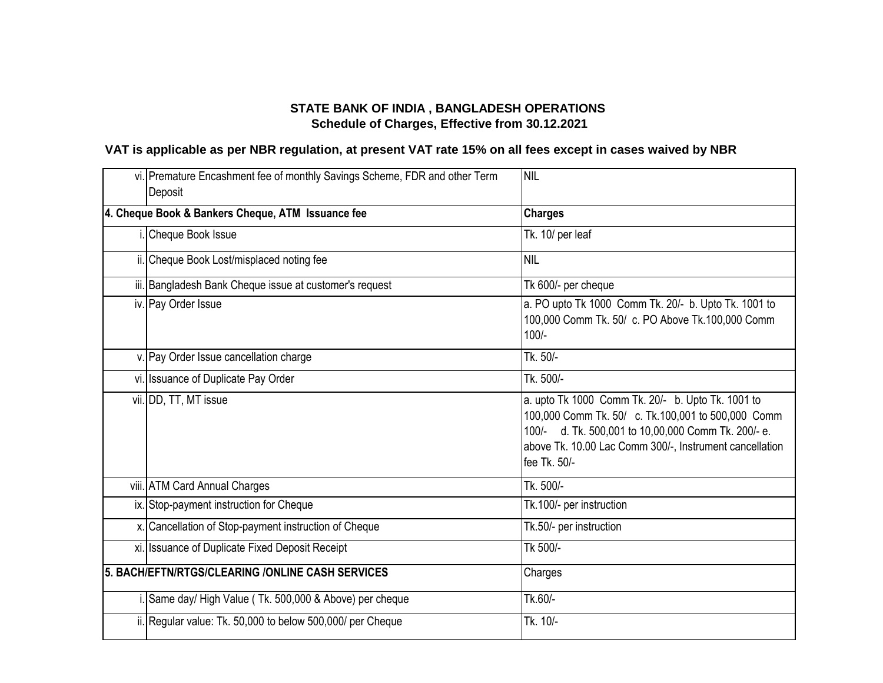**STATE BANK OF INDIA , BANGLADESH OPERATIONS**
**Schedule of Charges, Effective from 30.12.2021**

**VAT is applicable as per NBR regulation, at present VAT rate 15% on all fees except in cases waived by NBR**

| | | |
|---|---|---|
| vi. | Premature Encashment fee of monthly Savings Scheme, FDR and other Term Deposit | NIL |
| **4. Cheque Book & Bankers Cheque, ATM Issuance fee** | | **Charges** |
| i. | Cheque Book Issue | Tk. 10/ per leaf |
| ii. | Cheque Book Lost/misplaced noting fee | NIL |
| iii. | Bangladesh Bank Cheque issue at customer's request | Tk 600/- per cheque |
| iv. | Pay Order Issue | a. PO upto Tk 1000 Comm Tk. 20/- b. Upto Tk. 1001 to 100,000 Comm Tk. 50/ c. PO Above Tk.100,000 Comm 100/- |
| v. | Pay Order Issue cancellation charge | Tk. 50/- |
| vi. | Issuance of Duplicate Pay Order | Tk. 500/- |
| vii. | DD, TT, MT issue | a. upto Tk 1000 Comm Tk. 20/- b. Upto Tk. 1001 to 100,000 Comm Tk. 50/ c. Tk.100,001 to 500,000 Comm 100/- d. Tk. 500,001 to 10,00,000 Comm Tk. 200/- e. above Tk. 10.00 Lac Comm 300/-, Instrument cancellation fee Tk. 50/- |
| viii. | ATM Card Annual Charges | Tk. 500/- |
| ix. | Stop-payment instruction for Cheque | Tk.100/- per instruction |
| x. | Cancellation of Stop-payment instruction of Cheque | Tk.50/- per instruction |
| xi. | Issuance of Duplicate Fixed Deposit Receipt | Tk 500/- |
| **5. BACH/EFTN/RTGS/CLEARING /ONLINE CASH SERVICES** | | Charges |
| i. | Same day/ High Value ( Tk. 500,000 & Above) per cheque | Tk.60/- |
| ii. | Regular value: Tk. 50,000 to below 500,000/ per Cheque | Tk. 10/- |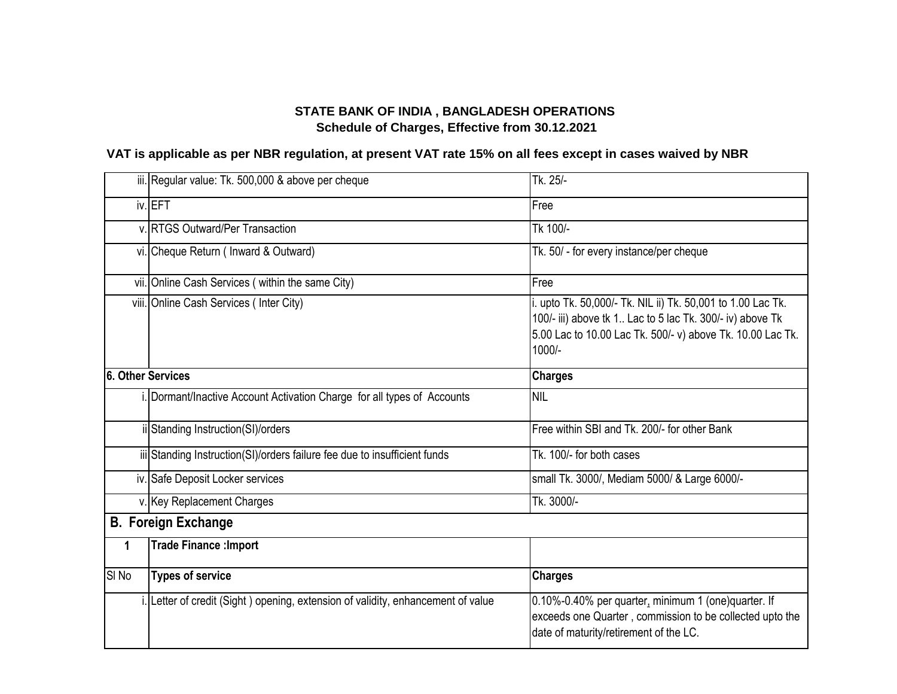**STATE BANK OF INDIA , BANGLADESH OPERATIONS**
**Schedule of Charges, Effective from 30.12.2021**

**VAT is applicable as per NBR regulation, at present VAT rate 15% on all fees except in cases waived by NBR**

| | | |
|---|---|---|
| iii. | Regular value: Tk. 500,000 & above per cheque | Tk. 25/- |
| iv. | EFT | Free |
| v. | RTGS Outward/Per Transaction | Tk 100/- |
| vi. | Cheque Return ( Inward & Outward) | Tk. 50/ - for every instance/per cheque |
| vii. | Online Cash Services ( within the same City) | Free |
| viii. | Online Cash Services ( Inter City) | i. upto Tk. 50,000/- Tk. NIL ii) Tk. 50,001 to 1.00 Lac Tk. 100/- iii) above tk 1.. Lac to 5 lac Tk. 300/- iv) above Tk 5.00 Lac to 10.00 Lac Tk. 500/- v) above Tk. 10.00 Lac Tk. 1000/- |
| **6. Other Services** | | **Charges** |
| i. | Dormant/Inactive Account Activation Charge for all types of Accounts | NIL |
| ii | Standing Instruction(SI)/orders | Free within SBI and Tk. 200/- for other Bank |
| iii | Standing Instruction(SI)/orders failure fee due to insufficient funds | Tk. 100/- for both cases |
| iv. | Safe Deposit Locker services | small Tk. 3000/, Mediam 5000/ & Large 6000/- |
| v. | Key Replacement Charges | Tk. 3000/- |
| **B. Foreign Exchange** | | |
| **1** | **Trade Finance :Import** | |
| Sl No | **Types of service** | **Charges** |
| i. | Letter of credit (Sight ) opening, extension of validity, enhancement of value | 0.10%-0.40% per quarter, minimum 1 (one)quarter. If exceeds one Quarter , commission to be collected upto the date of maturity/retirement of the LC. |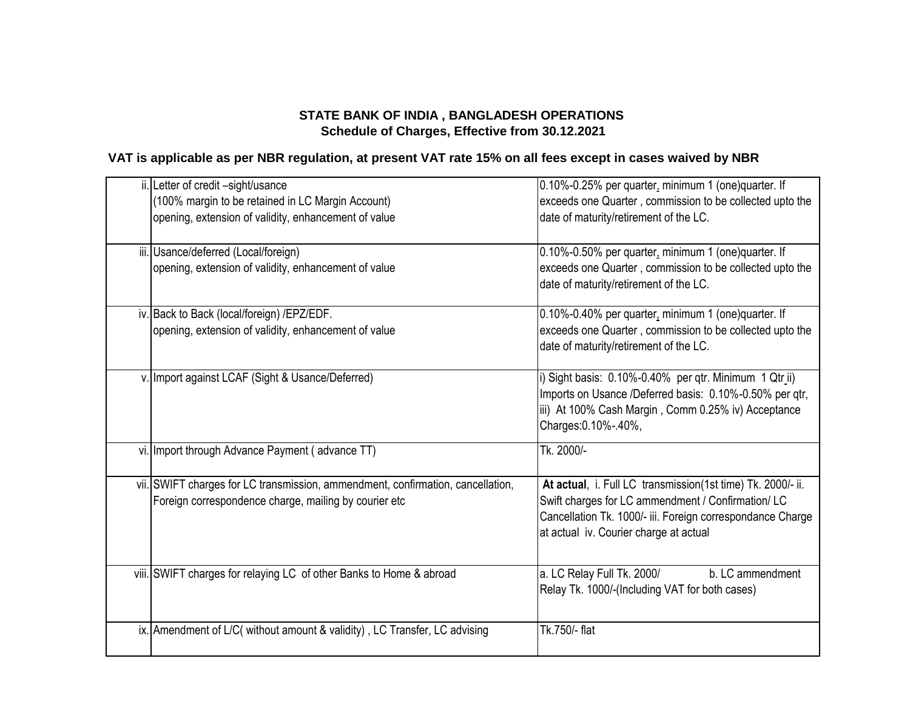**STATE BANK OF INDIA , BANGLADESH OPERATIONS**
**Schedule of Charges, Effective from 30.12.2021**

**VAT is applicable as per NBR regulation, at present VAT rate 15% on all fees except in cases waived by NBR**

| | | |
|---|---|---|
| ii. | Letter of credit –sight/usance (100% margin to be retained in LC Margin Account) opening, extension of validity, enhancement of value | 0.10%-0.25% per quarter, minimum 1 (one)quarter. If exceeds one Quarter , commission to be collected upto the date of maturity/retirement of the LC. |
| iii. | Usance/deferred (Local/foreign) opening, extension of validity, enhancement of value | 0.10%-0.50% per quarter, minimum 1 (one)quarter. If exceeds one Quarter , commission to be collected upto the date of maturity/retirement of the LC. |
| iv. | Back to Back (local/foreign) /EPZ/EDF. opening, extension of validity, enhancement of value | 0.10%-0.40% per quarter, minimum 1 (one)quarter. If exceeds one Quarter , commission to be collected upto the date of maturity/retirement of the LC. |
| v. | Import against LCAF (Sight & Usance/Deferred) | i) Sight basis: 0.10%-0.40% per qtr. Minimum 1 Qtr ii) Imports on Usance /Deferred basis: 0.10%-0.50% per qtr, iii) At 100% Cash Margin , Comm 0.25% iv) Acceptance Charges:0.10%-.40%, |
| vi. | Import through Advance Payment ( advance TT) | Tk. 2000/- |
| vii. | SWIFT charges for LC transmission, ammendment, confirmation, cancellation, Foreign correspondence charge, mailing by courier etc | **At actual**, i. Full LC transmission(1st time) Tk. 2000/- ii. Swift charges for LC ammendment / Confirmation/ LC Cancellation Tk. 1000/- iii. Foreign correspondance Charge at actual iv. Courier charge at actual |
| viii. | SWIFT charges for relaying LC of other Banks to Home & abroad | a. LC Relay Full Tk. 2000/ b. LC ammendment Relay Tk. 1000/-(Including VAT for both cases) |
| ix. | Amendment of L/C( without amount & validity) , LC Transfer, LC advising | Tk.750/- flat |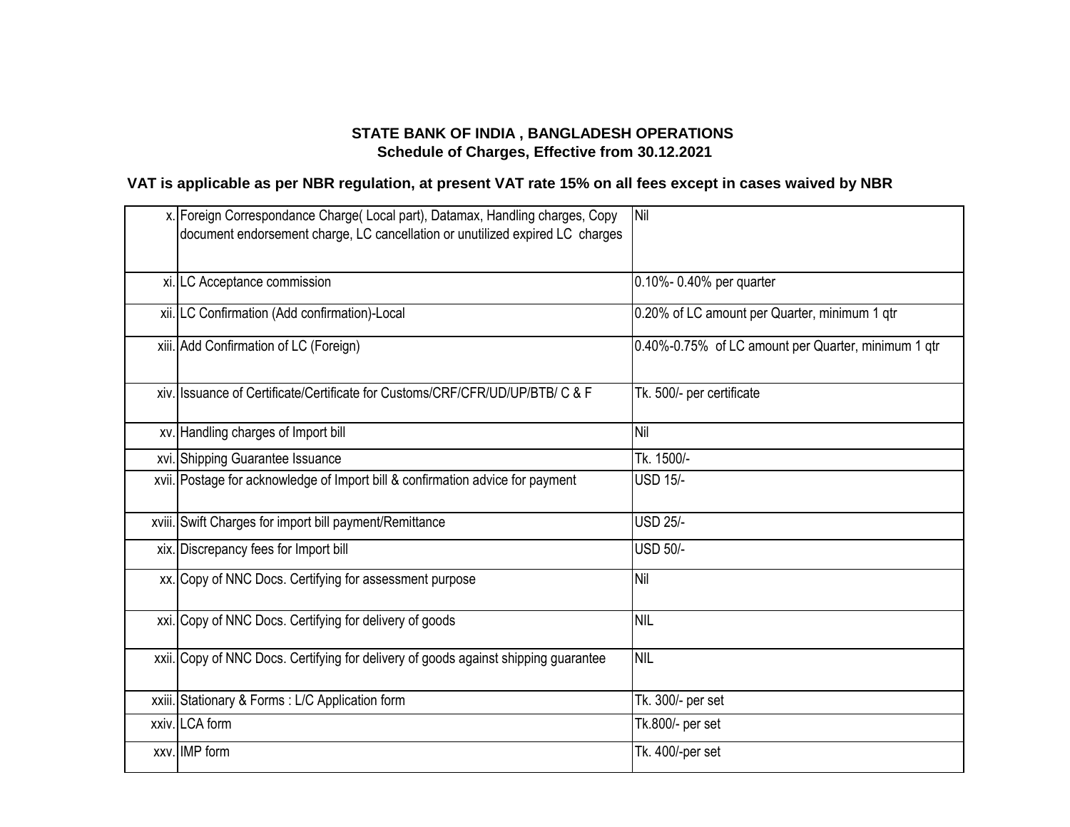**STATE BANK OF INDIA , BANGLADESH OPERATIONS**
**Schedule of Charges, Effective from 30.12.2021**

**VAT is applicable as per NBR regulation, at present VAT rate 15% on all fees except in cases waived by NBR**

| | | |
|---|---|---|
| x. | Foreign Correspondance Charge( Local part), Datamax, Handling charges, Copy document endorsement charge, LC cancellation or unutilized expired LC charges | Nil |
| xi. | LC Acceptance commission | 0.10%- 0.40% per quarter |
| xii. | LC Confirmation (Add confirmation)-Local | 0.20% of LC amount per Quarter, minimum 1 qtr |
| xiii. | Add Confirmation of LC (Foreign) | 0.40%-0.75% of LC amount per Quarter, minimum 1 qtr |
| xiv. | Issuance of Certificate/Certificate for Customs/CRF/CFR/UD/UP/BTB/ C & F | Tk. 500/- per certificate |
| xv. | Handling charges of Import bill | Nil |
| xvi. | Shipping Guarantee Issuance | Tk. 1500/- |
| xvii. | Postage for acknowledge of Import bill & confirmation advice for payment | USD 15/- |
| xviii. | Swift Charges for import bill payment/Remittance | USD 25/- |
| xix. | Discrepancy fees for Import bill | USD 50/- |
| xx. | Copy of NNC Docs. Certifying for assessment purpose | Nil |
| xxi. | Copy of NNC Docs. Certifying for delivery of goods | NIL |
| xxii. | Copy of NNC Docs. Certifying for delivery of goods against shipping guarantee | NIL |
| xxiii. | Stationary & Forms : L/C Application form | Tk. 300/- per set |
| xxiv. | LCA form | Tk.800/- per set |
| xxv. | IMP form | Tk. 400/-per set |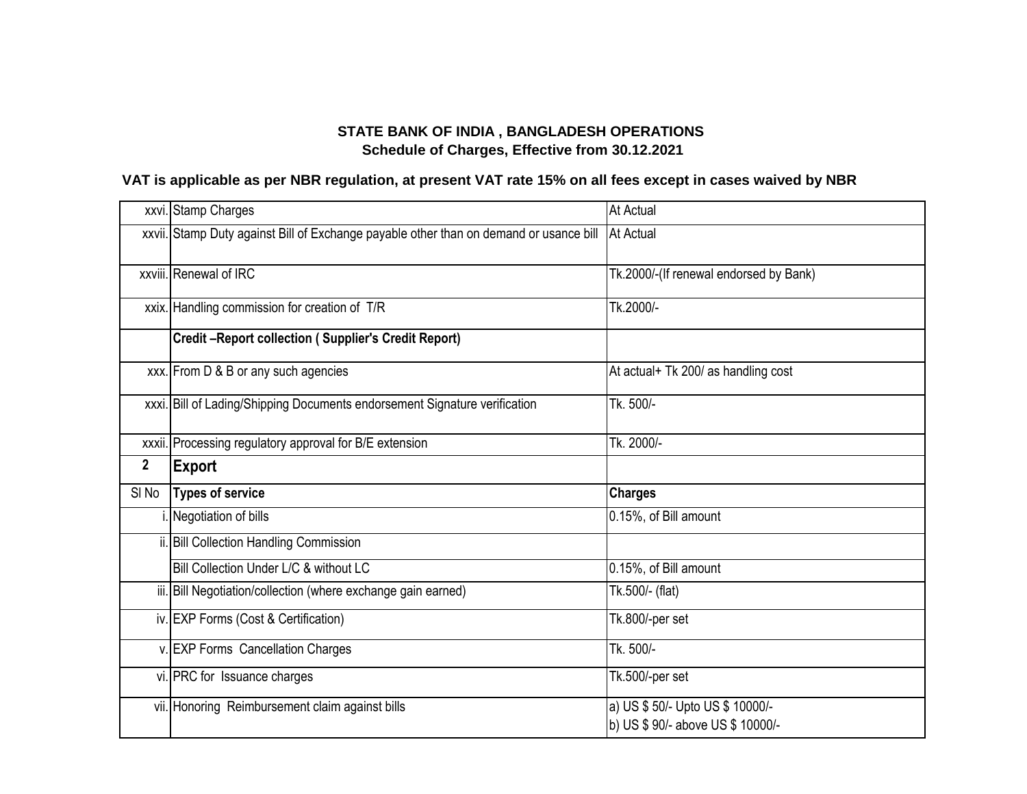**STATE BANK OF INDIA , BANGLADESH OPERATIONS**
**Schedule of Charges, Effective from 30.12.2021**

**VAT is applicable as per NBR regulation, at present VAT rate 15% on all fees except in cases waived by NBR**

| | | |
|---|---|---|
| xxvi. | Stamp Charges | At Actual |
| xxvii. | Stamp Duty against Bill of Exchange payable other than on demand or usance bill | At Actual |
| xxviii. | Renewal of IRC | Tk.2000/-(If renewal endorsed by Bank) |
| xxix. | Handling commission for creation of T/R | Tk.2000/- |
| | **Credit –Report collection ( Supplier's Credit Report)** | |
| xxx. | From D & B or any such agencies | At actual+ Tk 200/ as handling cost |
| xxxi. | Bill of Lading/Shipping Documents endorsement Signature verification | Tk. 500/- |
| xxxii. | Processing regulatory approval for B/E extension | Tk. 2000/- |
| **2** | **Export** | |
| Sl No | **Types of service** | **Charges** |
| i. | Negotiation of bills | 0.15%, of Bill amount |
| ii. | Bill Collection Handling Commission | |
| | Bill Collection Under L/C & without LC | 0.15%, of Bill amount |
| iii. | Bill Negotiation/collection (where exchange gain earned) | Tk.500/- (flat) |
| iv. | EXP Forms (Cost & Certification) | Tk.800/-per set |
| v. | EXP Forms Cancellation Charges | Tk. 500/- |
| vi. | PRC for Issuance charges | Tk.500/-per set |
| vii. | Honoring Reimbursement claim against bills | a) US $ 50/- Upto US $ 10000/-<br>b) US $ 90/- above US $ 10000/- |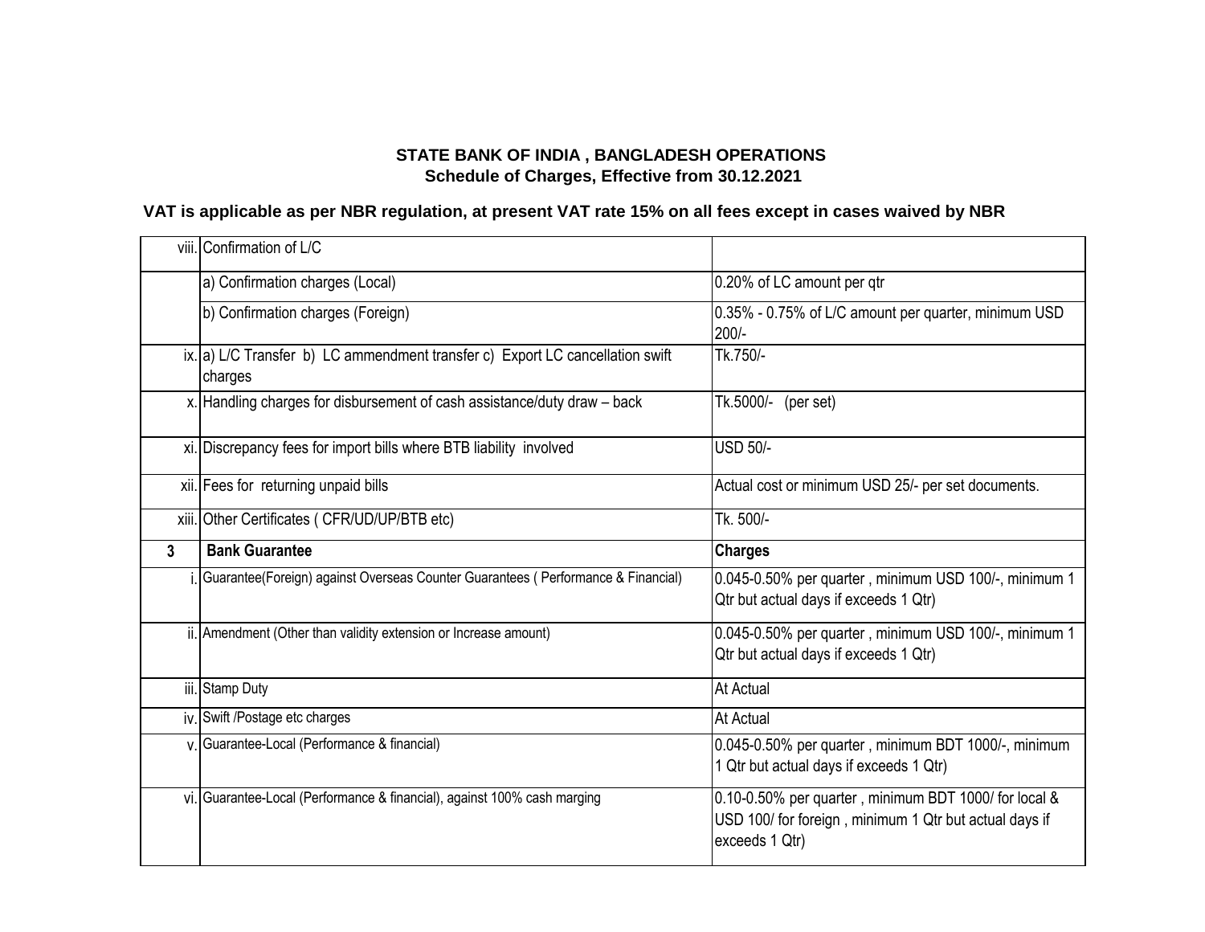**STATE BANK OF INDIA , BANGLADESH OPERATIONS**
**Schedule of Charges, Effective from 30.12.2021**

**VAT is applicable as per NBR regulation, at present VAT rate 15% on all fees except in cases waived by NBR**

| | | |
|---|---|---|
| viii. | Confirmation of L/C | |
| | a) Confirmation charges (Local) | 0.20% of LC amount per qtr |
| | b) Confirmation charges (Foreign) | 0.35% - 0.75% of L/C amount per quarter, minimum USD 200/- |
| ix. | a) L/C Transfer b) LC ammendment transfer c) Export LC cancellation swift charges | Tk.750/- |
| x. | Handling charges for disbursement of cash assistance/duty draw – back | Tk.5000/- (per set) |
| xi. | Discrepancy fees for import bills where BTB liability involved | USD 50/- |
| xii. | Fees for returning unpaid bills | Actual cost or minimum USD 25/- per set documents. |
| xiii. | Other Certificates ( CFR/UD/UP/BTB etc) | Tk. 500/- |
| **3** | **Bank Guarantee** | **Charges** |
| i. | Guarantee(Foreign) against Overseas Counter Guarantees ( Performance & Financial) | 0.045-0.50% per quarter , minimum USD 100/-, minimum 1 Qtr but actual days if exceeds 1 Qtr) |
| ii. | Amendment (Other than validity extension or Increase amount) | 0.045-0.50% per quarter , minimum USD 100/-, minimum 1 Qtr but actual days if exceeds 1 Qtr) |
| iii. | Stamp Duty | At Actual |
| iv. | Swift /Postage etc charges | At Actual |
| v. | Guarantee-Local (Performance & financial) | 0.045-0.50% per quarter , minimum BDT 1000/-, minimum 1 Qtr but actual days if exceeds 1 Qtr) |
| vi. | Guarantee-Local (Performance & financial), against 100% cash marging | 0.10-0.50% per quarter , minimum BDT 1000/ for local & USD 100/ for foreign , minimum 1 Qtr but actual days if exceeds 1 Qtr) |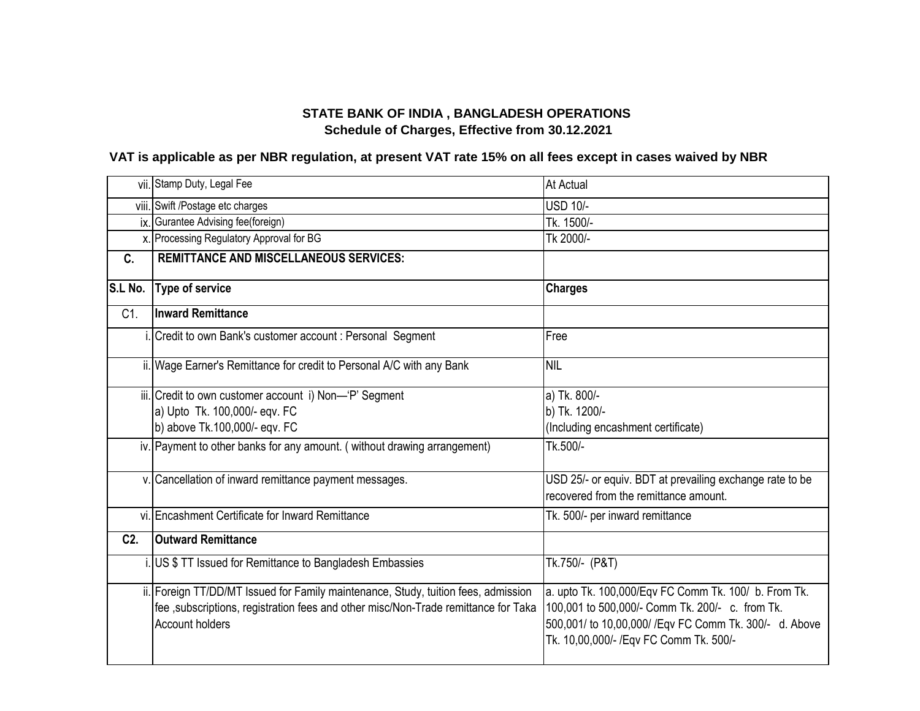**STATE BANK OF INDIA , BANGLADESH OPERATIONS**
**Schedule of Charges, Effective from 30.12.2021**

**VAT is applicable as per NBR regulation, at present VAT rate 15% on all fees except in cases waived by NBR**

| | | |
|---|---|---|
| vii. | Stamp Duty, Legal Fee | At Actual |
| viii. | Swift /Postage etc charges | USD 10/- |
| ix. | Gurantee Advising fee(foreign) | Tk. 1500/- |
| x. | Processing Regulatory Approval for BG | Tk 2000/- |
| **C.** | **REMITTANCE AND MISCELLANEOUS SERVICES:** | |
| **S.L No.** | **Type of service** | **Charges** |
| C1. | **Inward Remittance** | |
| i. | Credit to own Bank's customer account : Personal Segment | Free |
| ii. | Wage Earner's Remittance for credit to Personal A/C with any Bank | NIL |
| iii. | Credit to own customer account i) Non—'P' Segment<br>a) Upto Tk. 100,000/- eqv. FC<br>b) above Tk.100,000/- eqv. FC | a) Tk. 800/-<br>b) Tk. 1200/-<br>(Including encashment certificate) |
| iv. | Payment to other banks for any amount. ( without drawing arrangement) | Tk.500/- |
| v. | Cancellation of inward remittance payment messages. | USD 25/- or equiv. BDT at prevailing exchange rate to be recovered from the remittance amount. |
| vi. | Encashment Certificate for Inward Remittance | Tk. 500/- per inward remittance |
| **C2.** | **Outward Remittance** | |
| i. | US $ TT Issued for Remittance to Bangladesh Embassies | Tk.750/- (P&T) |
| ii. | Foreign TT/DD/MT Issued for Family maintenance, Study, tuition fees, admission fee ,subscriptions, registration fees and other misc/Non-Trade remittance for Taka Account holders | a. upto Tk. 100,000/Eqv FC Comm Tk. 100/ b. From Tk. 100,001 to 500,000/- Comm Tk. 200/- c. from Tk. 500,001/ to 10,00,000/ /Eqv FC Comm Tk. 300/- d. Above Tk. 10,00,000/- /Eqv FC Comm Tk. 500/- |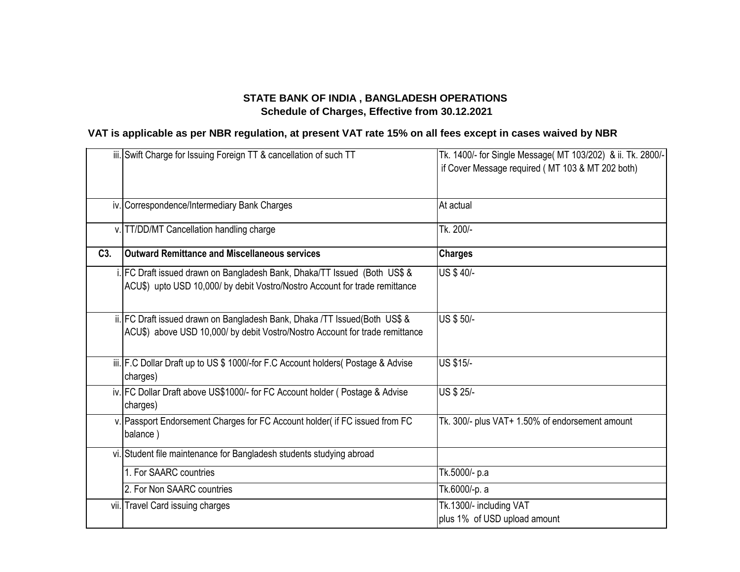**STATE BANK OF INDIA , BANGLADESH OPERATIONS**
**Schedule of Charges, Effective from 30.12.2021**

**VAT is applicable as per NBR regulation, at present VAT rate 15% on all fees except in cases waived by NBR**

| | | |
|---|---|---|
| iii. | Swift Charge for Issuing Foreign TT & cancellation of such TT | Tk. 1400/- for Single Message( MT 103/202) & ii. Tk. 2800/- if Cover Message required ( MT 103 & MT 202 both) |
| iv. | Correspondence/Intermediary Bank Charges | At actual |
| v. | TT/DD/MT Cancellation handling charge | Tk. 200/- |
| **C3.** | **Outward Remittance and Miscellaneous services** | **Charges** |
| i. | FC Draft issued drawn on Bangladesh Bank, Dhaka/TT Issued (Both US$ & ACU$) upto USD 10,000/ by debit Vostro/Nostro Account for trade remittance | US $ 40/- |
| ii. | FC Draft issued drawn on Bangladesh Bank, Dhaka /TT Issued(Both US$ & ACU$) above USD 10,000/ by debit Vostro/Nostro Account for trade remittance | US $ 50/- |
| iii. | F.C Dollar Draft up to US $ 1000/-for F.C Account holders( Postage & Advise charges) | US $15/- |
| iv. | FC Dollar Draft above US$1000/- for FC Account holder ( Postage & Advise charges) | US $ 25/- |
| v. | Passport Endorsement Charges for FC Account holder( if FC issued from FC balance ) | Tk. 300/- plus VAT+ 1.50% of endorsement amount |
| vi. | Student file maintenance for Bangladesh students studying abroad | |
| | 1. For SAARC countries | Tk.5000/- p.a |
| | 2. For Non SAARC countries | Tk.6000/-p. a |
| vii. | Travel Card issuing charges | Tk.1300/- including VAT plus 1% of USD upload amount |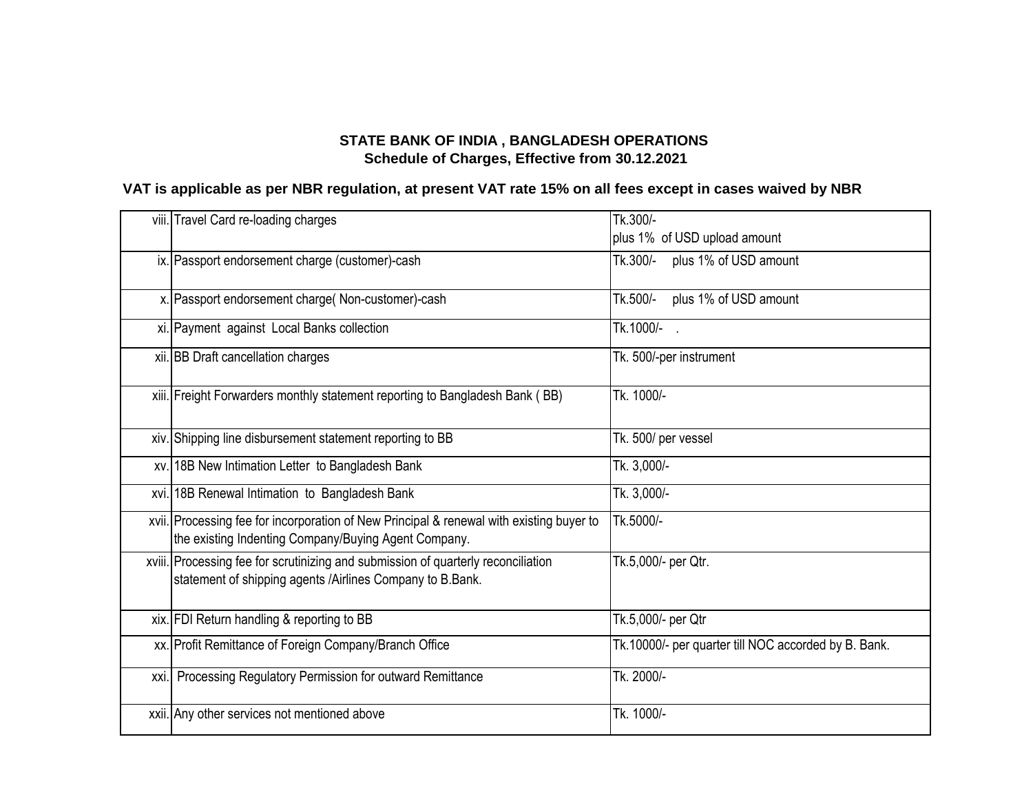**STATE BANK OF INDIA , BANGLADESH OPERATIONS**
**Schedule of Charges, Effective from 30.12.2021**

**VAT is applicable as per NBR regulation, at present VAT rate 15% on all fees except in cases waived by NBR**

| | | |
|---|---|---|
| viii. | Travel Card re-loading charges | Tk.300/- plus 1% of USD upload amount |
| ix. | Passport endorsement charge (customer)-cash | Tk.300/- plus 1% of USD amount |
| x. | Passport endorsement charge( Non-customer)-cash | Tk.500/- plus 1% of USD amount |
| xi. | Payment against Local Banks collection | Tk.1000/- . |
| xii. | BB Draft cancellation charges | Tk. 500/-per instrument |
| xiii. | Freight Forwarders monthly statement reporting to Bangladesh Bank ( BB) | Tk. 1000/- |
| xiv. | Shipping line disbursement statement reporting to BB | Tk. 500/ per vessel |
| xv. | 18B New Intimation Letter to Bangladesh Bank | Tk. 3,000/- |
| xvi. | 18B Renewal Intimation to Bangladesh Bank | Tk. 3,000/- |
| xvii. | Processing fee for incorporation of New Principal & renewal with existing buyer to the existing Indenting Company/Buying Agent Company. | Tk.5000/- |
| xviii. | Processing fee for scrutinizing and submission of quarterly reconciliation statement of shipping agents /Airlines Company to B.Bank. | Tk.5,000/- per Qtr. |
| xix. | FDI Return handling & reporting to BB | Tk.5,000/- per Qtr |
| xx. | Profit Remittance of Foreign Company/Branch Office | Tk.10000/- per quarter till NOC accorded by B. Bank. |
| xxi. | Processing Regulatory Permission for outward Remittance | Tk. 2000/- |
| xxii. | Any other services not mentioned above | Tk. 1000/- |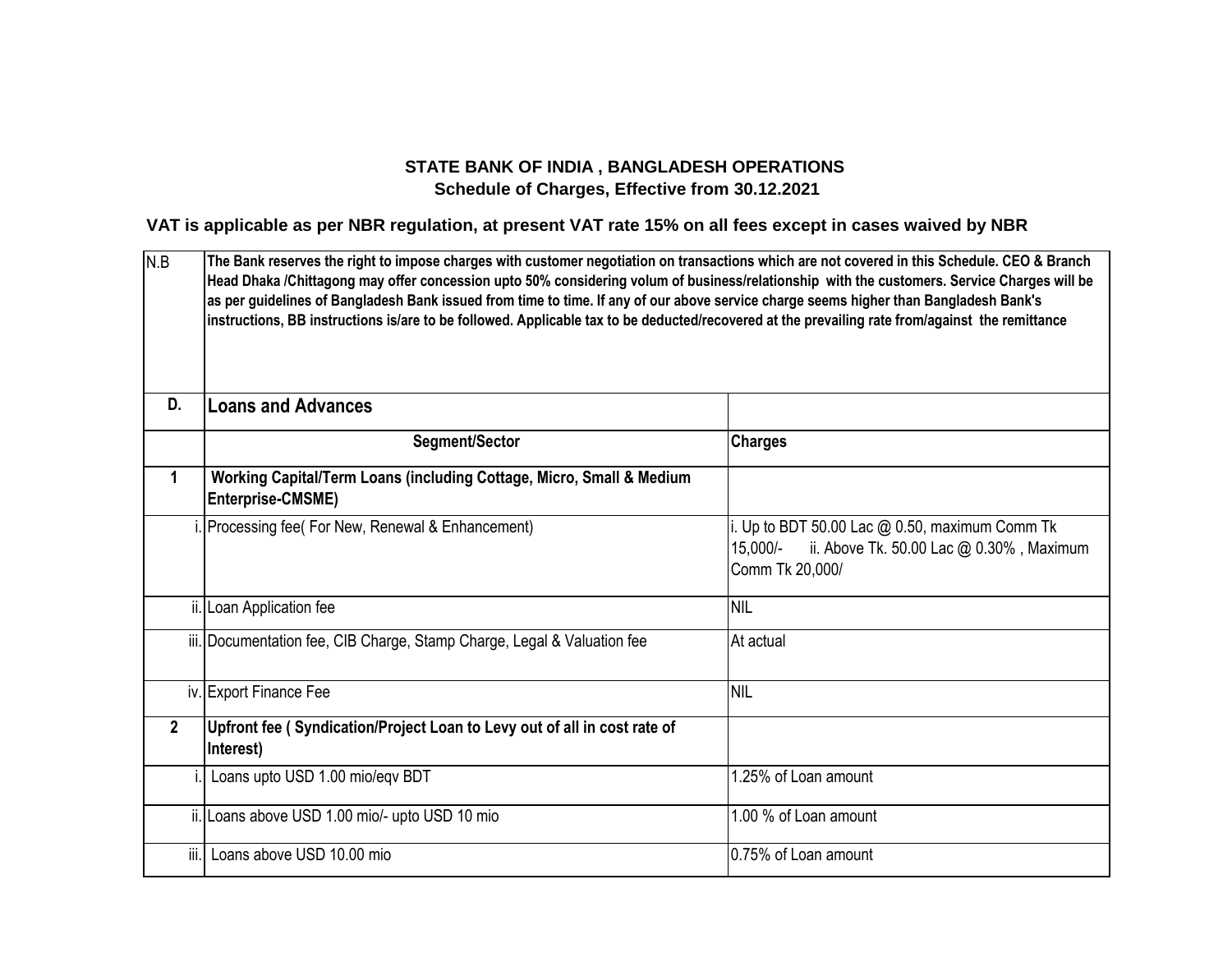**STATE BANK OF INDIA , BANGLADESH OPERATIONS**
**Schedule of Charges, Effective from 30.12.2021**

**VAT is applicable as per NBR regulation, at present VAT rate 15% on all fees except in cases waived by NBR**

| N.B | **The Bank reserves the right to impose charges with customer negotiation on transactions which are not covered in this Schedule. CEO & Branch Head Dhaka /Chittagong may offer concession upto 50% considering volum of business/relationship with the customers. Service Charges will be as per guidelines of Bangladesh Bank issued from time to time. If any of our above service charge seems higher than Bangladesh Bank's instructions, BB instructions is/are to be followed. Applicable tax to be deducted/recovered at the prevailing rate from/against the remittance** | |
|---|---|---|
| **D.** | **Loans and Advances** | |
| | **Segment/Sector** | **Charges** |
| **1** | **Working Capital/Term Loans (including Cottage, Micro, Small & Medium Enterprise-CMSME)** | |
| i. | Processing fee( For New, Renewal & Enhancement) | i. Up to BDT 50.00 Lac @ 0.50, maximum Comm Tk 15,000/- ii. Above Tk. 50.00 Lac @ 0.30% , Maximum Comm Tk 20,000/ |
| ii. | Loan Application fee | NIL |
| iii. | Documentation fee, CIB Charge, Stamp Charge, Legal & Valuation fee | At actual |
| iv. | Export Finance Fee | NIL |
| **2** | **Upfront fee ( Syndication/Project Loan to Levy out of all in cost rate of Interest)** | |
| i. | Loans upto USD 1.00 mio/eqv BDT | 1.25% of Loan amount |
| ii. | Loans above USD 1.00 mio/- upto USD 10 mio | 1.00 % of Loan amount |
| iii. | Loans above USD 10.00 mio | 0.75% of Loan amount |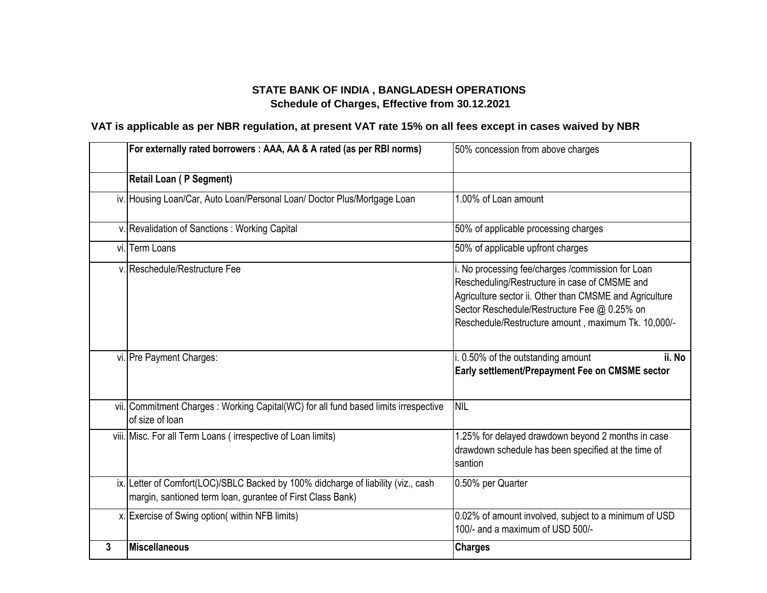**STATE BANK OF INDIA , BANGLADESH OPERATIONS**
**Schedule of Charges, Effective from 30.12.2021**

**VAT is applicable as per NBR regulation, at present VAT rate 15% on all fees except in cases waived by NBR**

| | | |
|---|---|---|
| | **For externally rated borrowers : AAA, AA & A rated (as per RBI norms)** | 50% concession from above charges |
| | **Retail Loan ( P Segment)** | |
| iv. | Housing Loan/Car, Auto Loan/Personal Loan/ Doctor Plus/Mortgage Loan | 1.00% of Loan amount |
| v. | Revalidation of Sanctions : Working Capital | 50% of applicable processing charges |
| vi. | Term Loans | 50% of applicable upfront charges |
| v. | Reschedule/Restructure Fee | i. No processing fee/charges /commission for Loan Rescheduling/Restructure in case of CMSME and Agriculture sector ii. Other than CMSME and Agriculture Sector Reschedule/Restructure Fee @ 0.25% on Reschedule/Restructure amount , maximum Tk. 10,000/- |
| vi. | Pre Payment Charges: | i. 0.50% of the outstanding amount **ii. No Early settlement/Prepayment Fee on CMSME sector** |
| vii. | Commitment Charges : Working Capital(WC) for all fund based limits irrespective of size of loan | NIL |
| viii. | Misc. For all Term Loans ( irrespective of Loan limits) | 1.25% for delayed drawdown beyond 2 months in case drawdown schedule has been specified at the time of santion |
| ix. | Letter of Comfort(LOC)/SBLC Backed by 100% didcharge of liability (viz., cash margin, santioned term loan, gurantee of First Class Bank) | 0.50% per Quarter |
| x. | Exercise of Swing option( within NFB limits) | 0.02% of amount involved, subject to a minimum of USD 100/- and a maximum of USD 500/- |
| **3** | **Miscellaneous** | **Charges** |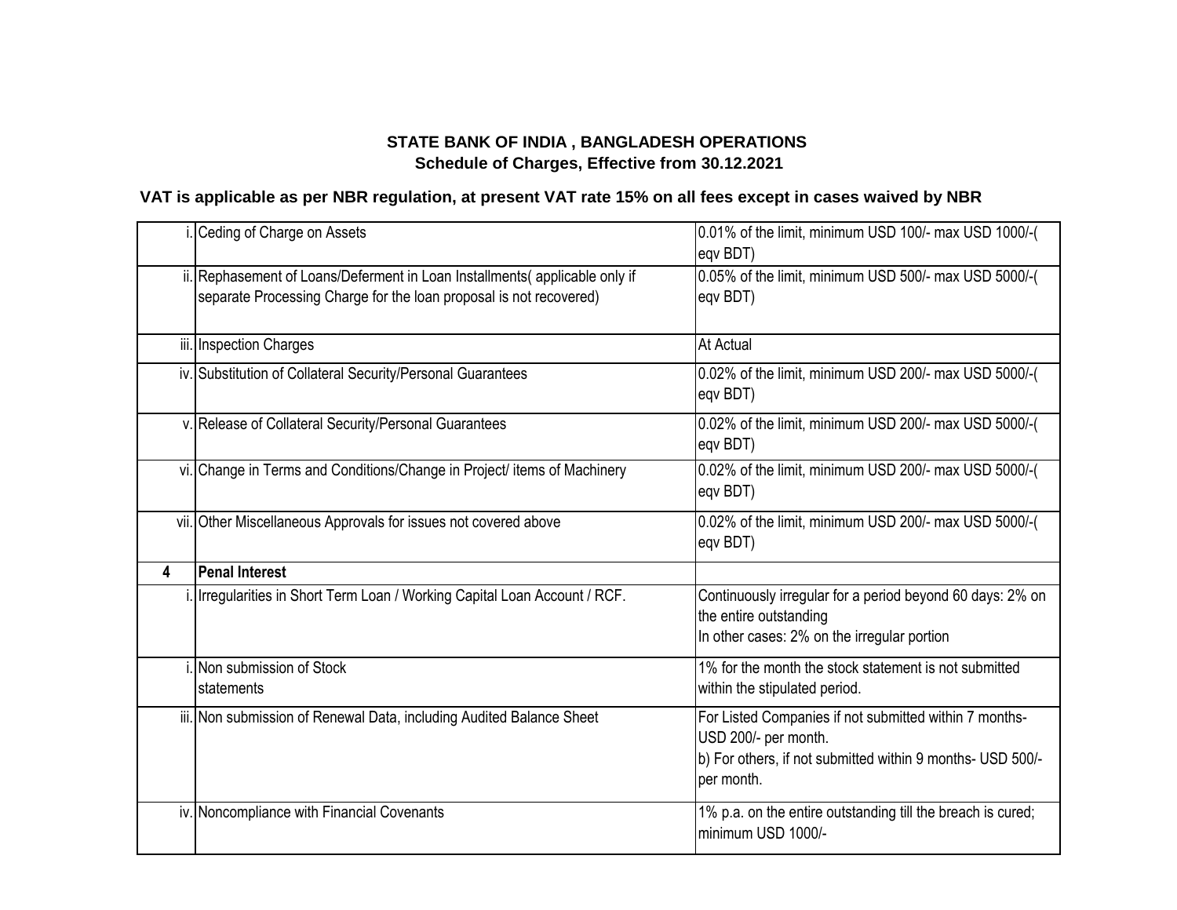**STATE BANK OF INDIA , BANGLADESH OPERATIONS**
**Schedule of Charges, Effective from 30.12.2021**

**VAT is applicable as per NBR regulation, at present VAT rate 15% on all fees except in cases waived by NBR**

| | | |
|---|---|---|
| i. | Ceding of Charge on Assets | 0.01% of the limit, minimum USD 100/- max USD 1000/-( eqv BDT) |
| ii. | Rephasement of Loans/Deferment in Loan Installments( applicable only if separate Processing Charge for the loan proposal is not recovered) | 0.05% of the limit, minimum USD 500/- max USD 5000/-( eqv BDT) |
| iii. | Inspection Charges | At Actual |
| iv. | Substitution of Collateral Security/Personal Guarantees | 0.02% of the limit, minimum USD 200/- max USD 5000/-( eqv BDT) |
| v. | Release of Collateral Security/Personal Guarantees | 0.02% of the limit, minimum USD 200/- max USD 5000/-( eqv BDT) |
| vi. | Change in Terms and Conditions/Change in Project/ items of Machinery | 0.02% of the limit, minimum USD 200/- max USD 5000/-( eqv BDT) |
| vii. | Other Miscellaneous Approvals for issues not covered above | 0.02% of the limit, minimum USD 200/- max USD 5000/-( eqv BDT) |
| **4** | **Penal Interest** | |
| i. | Irregularities in Short Term Loan / Working Capital Loan Account / RCF. | Continuously irregular for a period beyond 60 days: 2% on the entire outstanding<br>In other cases: 2% on the irregular portion |
| i. | Non submission of Stock statements | 1% for the month the stock statement is not submitted within the stipulated period. |
| iii. | Non submission of Renewal Data, including Audited Balance Sheet | For Listed Companies if not submitted within 7 months- USD 200/- per month.<br>b) For others, if not submitted within 9 months- USD 500/- per month. |
| iv. | Noncompliance with Financial Covenants | 1% p.a. on the entire outstanding till the breach is cured; minimum USD 1000/- |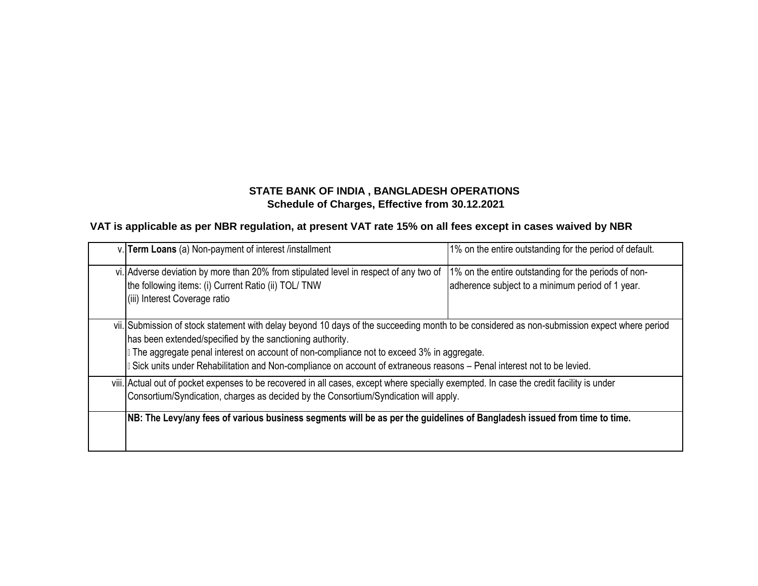**STATE BANK OF INDIA , BANGLADESH OPERATIONS**
**Schedule of Charges, Effective from 30.12.2021**

**VAT is applicable as per NBR regulation, at present VAT rate 15% on all fees except in cases waived by NBR**

| | | |
|---|---|---|
| v. | **Term Loans** (a) Non-payment of interest /installment | 1% on the entire outstanding for the period of default. |
| vi. | Adverse deviation by more than 20% from stipulated level in respect of any two of the following items: (i) Current Ratio (ii) TOL/ TNW (iii) Interest Coverage ratio | 1% on the entire outstanding for the periods of non-adherence subject to a minimum period of 1 year. |
| vii. | Submission of stock statement with delay beyond 10 days of the succeeding month to be considered as non-submission expect where period has been extended/specified by the sanctioning authority. The aggregate penal interest on account of non-compliance not to exceed 3% in aggregate. Sick units under Rehabilitation and Non-compliance on account of extraneous reasons – Penal interest not to be levied. | |
| viii. | Actual out of pocket expenses to be recovered in all cases, except where specially exempted. In case the credit facility is under Consortium/Syndication, charges as decided by the Consortium/Syndication will apply. | |
| | **NB: The Levy/any fees of various business segments will be as per the guidelines of Bangladesh issued from time to time.** | |